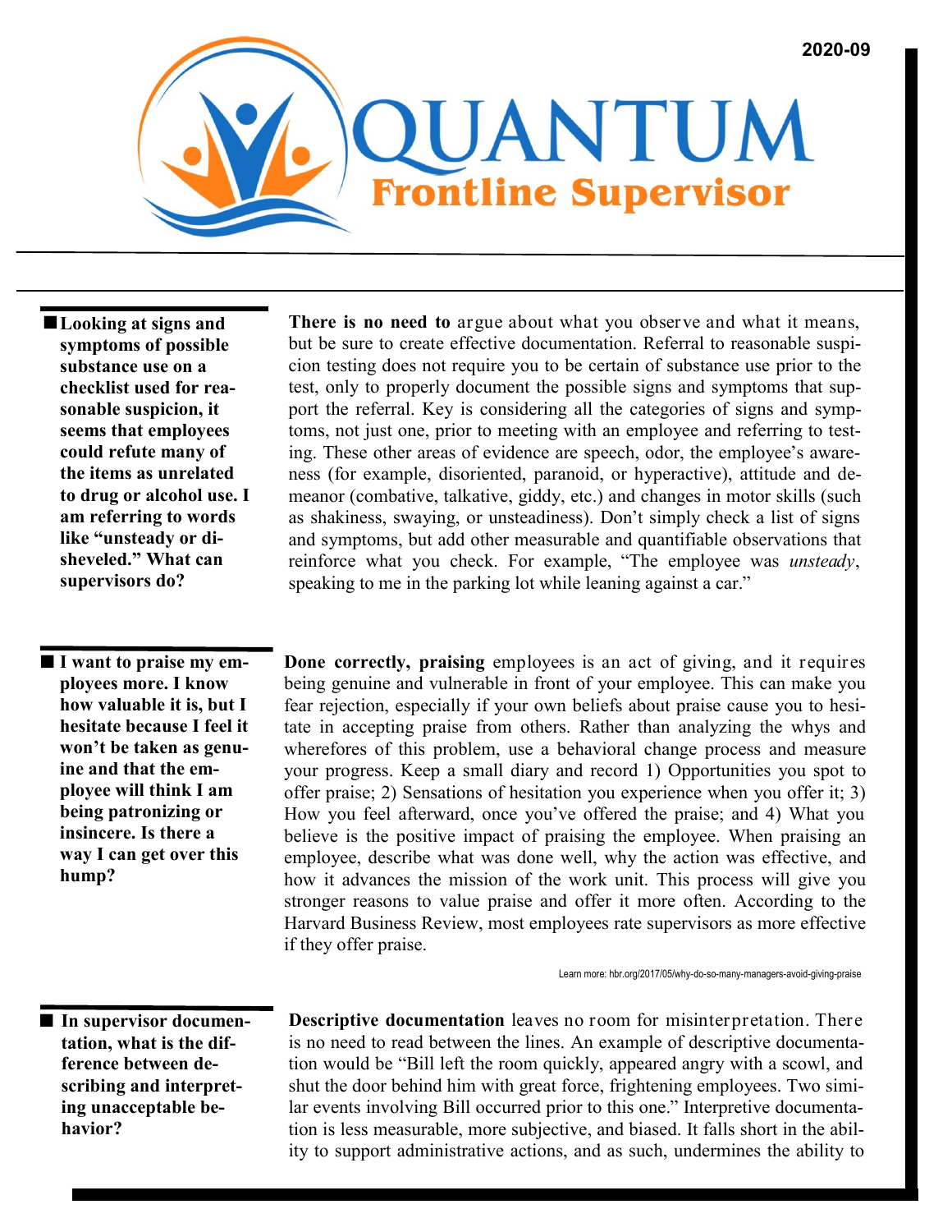2020-09

# QUANTUM Frontline Supervisor

**Looking at signs and symptoms of possible substance use on a checklist used for reasonable suspicion, it seems that employees could refute many of the items as unrelated to drug or alcohol use. I am referring to words like "unsteady or disheveled." What can supervisors do?**

**There is no need to** argue about what you observe and what it means, but be sure to create effective documentation. Referral to reasonable suspicion testing does not require you to be certain of substance use prior to the test, only to properly document the possible signs and symptoms that support the referral. Key is considering all the categories of signs and symptoms, not just one, prior to meeting with an employee and referring to testing. These other areas of evidence are speech, odor, the employee's awareness (for example, disoriented, paranoid, or hyperactive), attitude and demeanor (combative, talkative, giddy, etc.) and changes in motor skills (such as shakiness, swaying, or unsteadiness). Don't simply check a list of signs and symptoms, but add other measurable and quantifiable observations that reinforce what you check. For example, "The employee was *unsteady*, speaking to me in the parking lot while leaning against a car."

**I want to praise my employees more. I know how valuable it is, but I hesitate because I feel it won't be taken as genuine and that the employee will think I am being patronizing or insincere. Is there a way I can get over this hump?**

**Done correctly, praising** employees is an act of giving, and it requires being genuine and vulnerable in front of your employee. This can make you fear rejection, especially if your own beliefs about praise cause you to hesitate in accepting praise from others. Rather than analyzing the whys and wherefores of this problem, use a behavioral change process and measure your progress. Keep a small diary and record 1) Opportunities you spot to offer praise; 2) Sensations of hesitation you experience when you offer it; 3) How you feel afterward, once you've offered the praise; and 4) What you believe is the positive impact of praising the employee. When praising an employee, describe what was done well, why the action was effective, and how it advances the mission of the work unit. This process will give you stronger reasons to value praise and offer it more often. According to the Harvard Business Review, most employees rate supervisors as more effective if they offer praise.

Learn more: hbr.org/2017/05/why-do-so-many-managers-avoid-giving-praise

**In supervisor documentation, what is the difference between describing and interpreting unacceptable behavior?**

**Descriptive documentation** leaves no room for misinterpretation. There is no need to read between the lines. An example of descriptive documentation would be "Bill left the room quickly, appeared angry with a scowl, and shut the door behind him with great force, frightening employees. Two similar events involving Bill occurred prior to this one." Interpretive documentation is less measurable, more subjective, and biased. It falls short in the ability to support administrative actions, and as such, undermines the ability to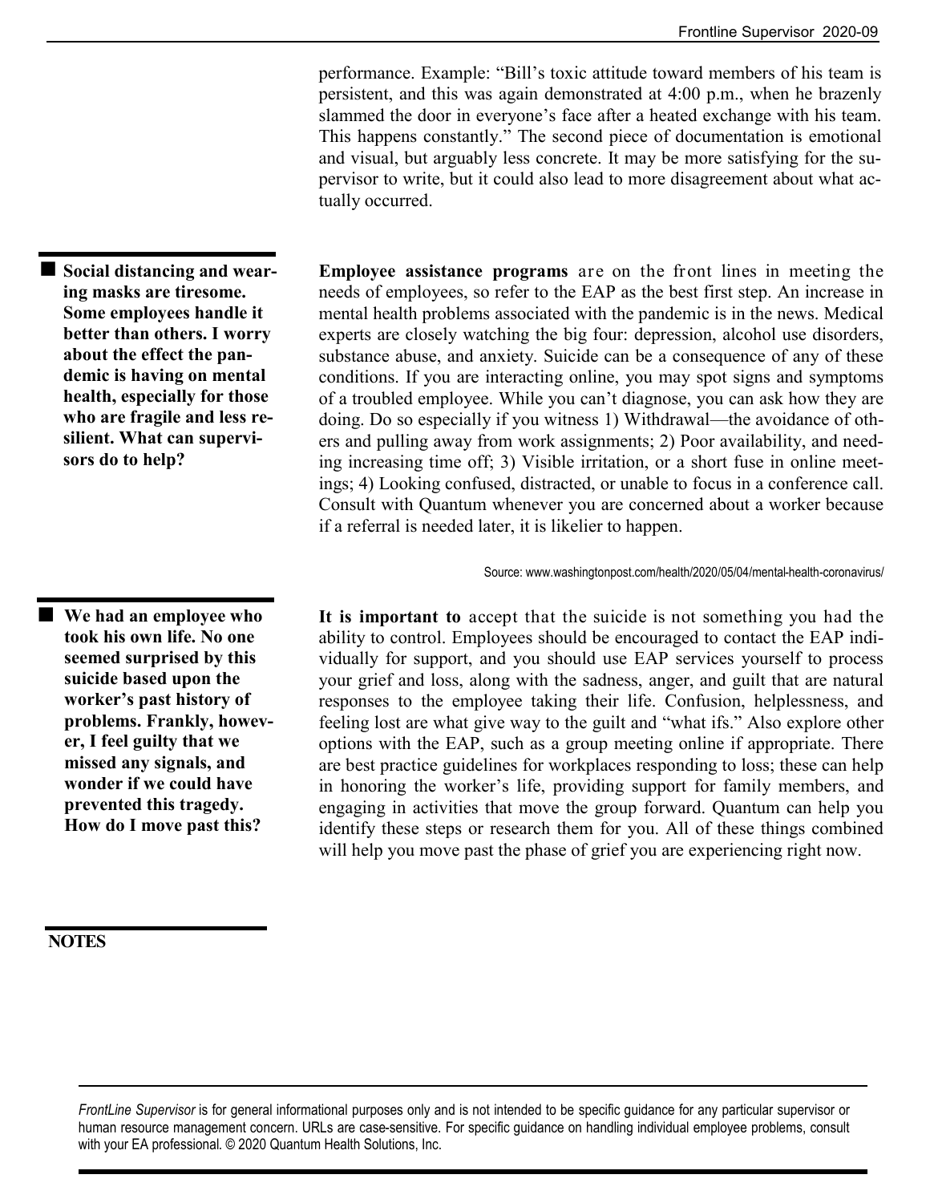performance. Example: "Bill's toxic attitude toward members of his team is persistent, and this was again demonstrated at 4:00 p.m., when he brazenly slammed the door in everyone's face after a heated exchange with his team. This happens constantly." The second piece of documentation is emotional and visual, but arguably less concrete. It may be more satisfying for the supervisor to write, but it could also lead to more disagreement about what actually occurred.

■ **Social distancing and wearing masks are tiresome. Some employees handle it better than others. I worry about the effect the pandemic is having on mental health, especially for those who are fragile and less resilient. What can supervisors do to help?**

**Employee assistance programs** are on the front lines in meeting the needs of employees, so refer to the EAP as the best first step. An increase in mental health problems associated with the pandemic is in the news. Medical experts are closely watching the big four: depression, alcohol use disorders, substance abuse, and anxiety. Suicide can be a consequence of any of these conditions. If you are interacting online, you may spot signs and symptoms of a troubled employee. While you can't diagnose, you can ask how they are doing. Do so especially if you witness 1) Withdrawal—the avoidance of others and pulling away from work assignments; 2) Poor availability, and needing increasing time off; 3) Visible irritation, or a short fuse in online meetings; 4) Looking confused, distracted, or unable to focus in a conference call. Consult with Quantum whenever you are concerned about a worker because if a referral is needed later, it is likelier to happen.

Source: www.washingtonpost.com/health/2020/05/04/mental-health-coronavirus/

■ **We had an employee who took his own life. No one seemed surprised by this suicide based upon the worker's past history of problems. Frankly, however, I feel guilty that we missed any signals, and wonder if we could have prevented this tragedy. How do I move past this?**

**It is important to** accept that the suicide is not something you had the ability to control. Employees should be encouraged to contact the EAP individually for support, and you should use EAP services yourself to process your grief and loss, along with the sadness, anger, and guilt that are natural responses to the employee taking their life. Confusion, helplessness, and feeling lost are what give way to the guilt and "what ifs." Also explore other options with the EAP, such as a group meeting online if appropriate. There are best practice guidelines for workplaces responding to loss; these can help in honoring the worker's life, providing support for family members, and engaging in activities that move the group forward. Quantum can help you identify these steps or research them for you. All of these things combined will help you move past the phase of grief you are experiencing right now.

**NOTES**

*FrontLine Supervisor* is for general informational purposes only and is not intended to be specific guidance for any particular supervisor or human resource management concern. URLs are case-sensitive. For specific guidance on handling individual employee problems, consult with your EA professional. © 2020 Quantum Health Solutions, Inc.